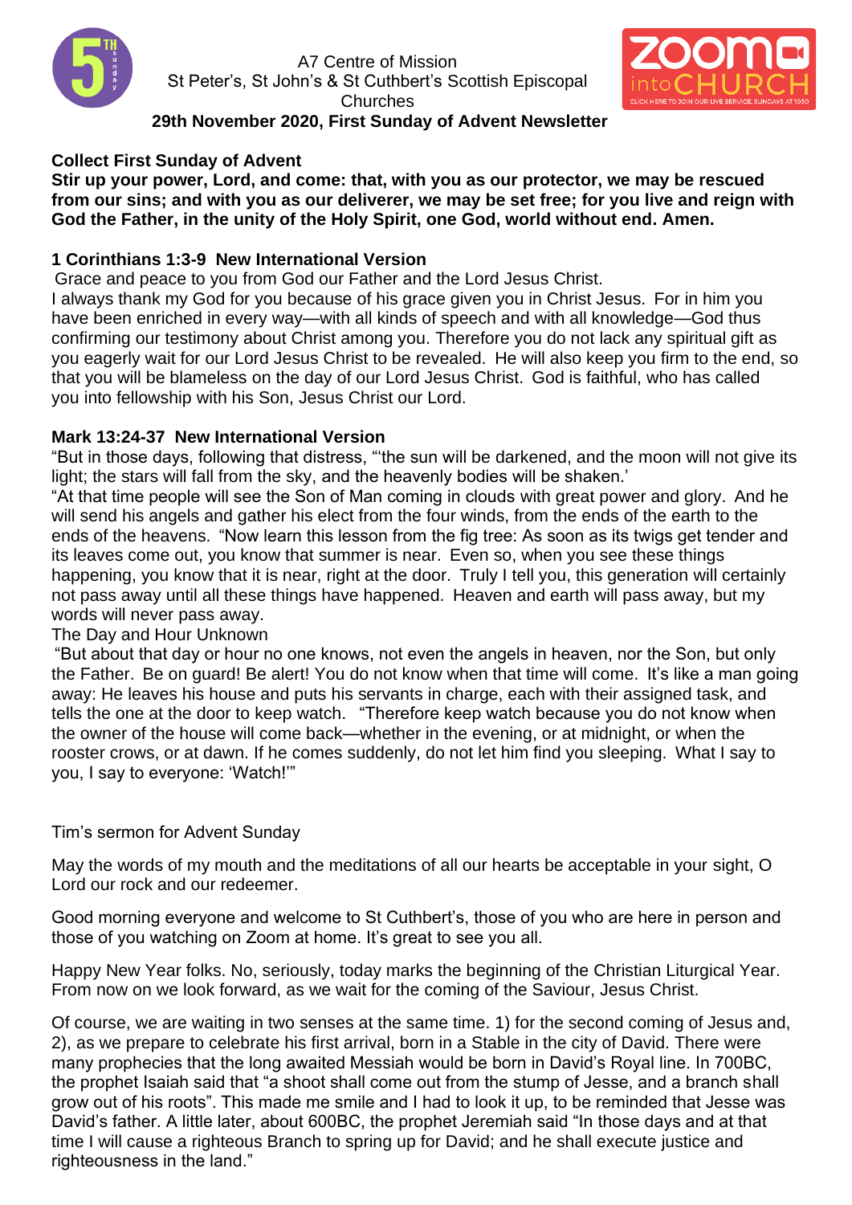A7 Centre of Mission
St Peter's, St John's & St Cuthbert's Scottish Episcopal Churches

**29th November 2020, First Sunday of Advent Newsletter**

**Collect First Sunday of Advent**

**Stir up your power, Lord, and come: that, with you as our protector, we may be rescued from our sins; and with you as our deliverer, we may be set free; for you live and reign with God the Father, in the unity of the Holy Spirit, one God, world without end. Amen.**

**1 Corinthians 1:3-9 New International Version**

Grace and peace to you from God our Father and the Lord Jesus Christ.
I always thank my God for you because of his grace given you in Christ Jesus. For in him you have been enriched in every way—with all kinds of speech and with all knowledge—God thus confirming our testimony about Christ among you. Therefore you do not lack any spiritual gift as you eagerly wait for our Lord Jesus Christ to be revealed. He will also keep you firm to the end, so that you will be blameless on the day of our Lord Jesus Christ. God is faithful, who has called you into fellowship with his Son, Jesus Christ our Lord.

**Mark 13:24-37 New International Version**

"But in those days, following that distress, "'the sun will be darkened, and the moon will not give its light; the stars will fall from the sky, and the heavenly bodies will be shaken.'
"At that time people will see the Son of Man coming in clouds with great power and glory. And he will send his angels and gather his elect from the four winds, from the ends of the earth to the ends of the heavens. "Now learn this lesson from the fig tree: As soon as its twigs get tender and its leaves come out, you know that summer is near. Even so, when you see these things happening, you know that it is near, right at the door. Truly I tell you, this generation will certainly not pass away until all these things have happened. Heaven and earth will pass away, but my words will never pass away.
The Day and Hour Unknown
"But about that day or hour no one knows, not even the angels in heaven, nor the Son, but only the Father. Be on guard! Be alert! You do not know when that time will come. It's like a man going away: He leaves his house and puts his servants in charge, each with their assigned task, and tells the one at the door to keep watch. "Therefore keep watch because you do not know when the owner of the house will come back—whether in the evening, or at midnight, or when the rooster crows, or at dawn. If he comes suddenly, do not let him find you sleeping. What I say to you, I say to everyone: 'Watch!'"

Tim's sermon for Advent Sunday

May the words of my mouth and the meditations of all our hearts be acceptable in your sight, O Lord our rock and our redeemer.

Good morning everyone and welcome to St Cuthbert's, those of you who are here in person and those of you watching on Zoom at home. It's great to see you all.

Happy New Year folks. No, seriously, today marks the beginning of the Christian Liturgical Year. From now on we look forward, as we wait for the coming of the Saviour, Jesus Christ.

Of course, we are waiting in two senses at the same time. 1) for the second coming of Jesus and, 2), as we prepare to celebrate his first arrival, born in a Stable in the city of David. There were many prophecies that the long awaited Messiah would be born in David's Royal line. In 700BC, the prophet Isaiah said that "a shoot shall come out from the stump of Jesse, and a branch shall grow out of his roots". This made me smile and I had to look it up, to be reminded that Jesse was David's father. A little later, about 600BC, the prophet Jeremiah said "In those days and at that time I will cause a righteous Branch to spring up for David; and he shall execute justice and righteousness in the land."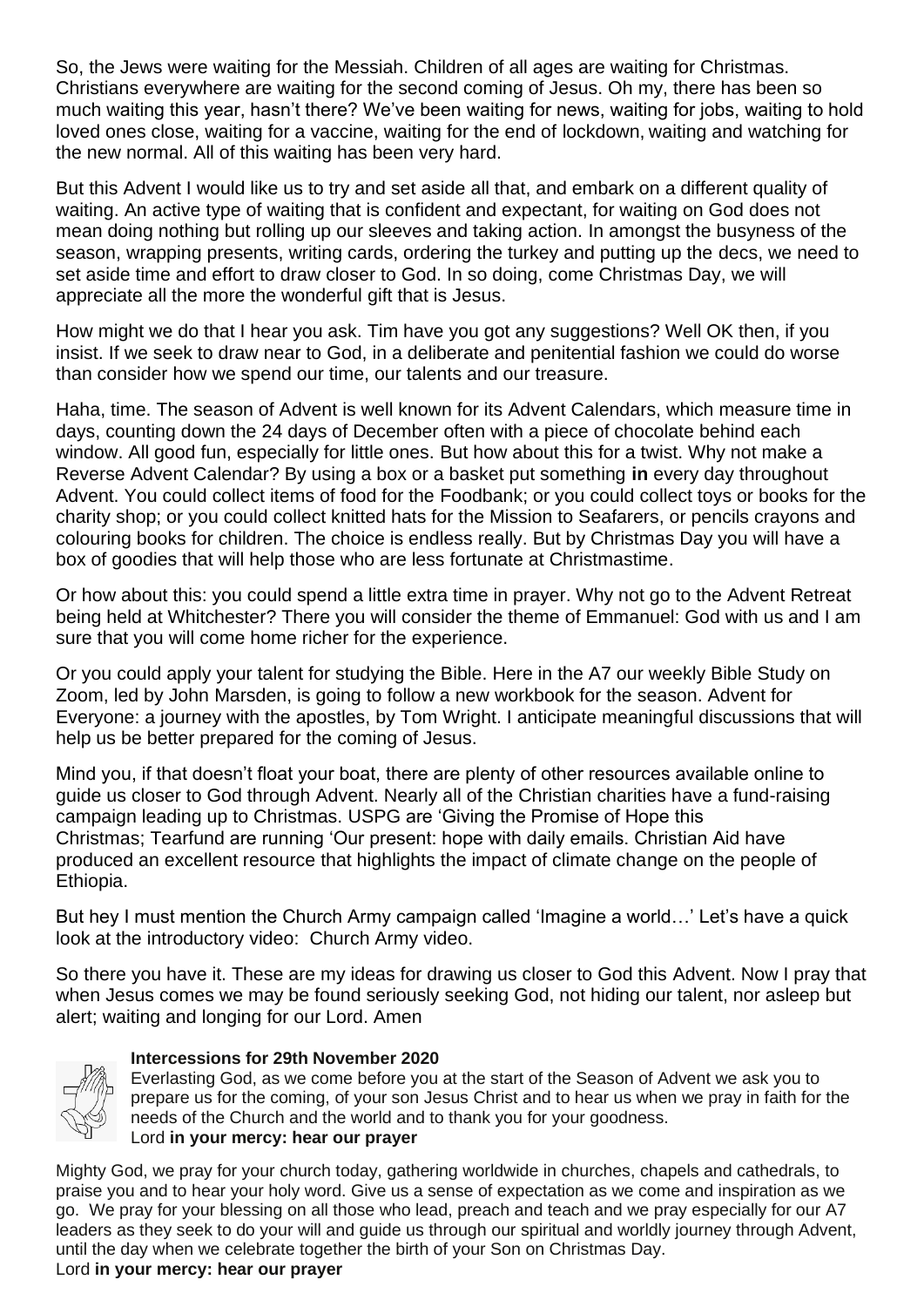So, the Jews were waiting for the Messiah. Children of all ages are waiting for Christmas. Christians everywhere are waiting for the second coming of Jesus. Oh my, there has been so much waiting this year, hasn't there? We've been waiting for news, waiting for jobs, waiting to hold loved ones close, waiting for a vaccine, waiting for the end of lockdown, waiting and watching for the new normal. All of this waiting has been very hard.

But this Advent I would like us to try and set aside all that, and embark on a different quality of waiting. An active type of waiting that is confident and expectant, for waiting on God does not mean doing nothing but rolling up our sleeves and taking action. In amongst the busyness of the season, wrapping presents, writing cards, ordering the turkey and putting up the decs, we need to set aside time and effort to draw closer to God. In so doing, come Christmas Day, we will appreciate all the more the wonderful gift that is Jesus.

How might we do that I hear you ask. Tim have you got any suggestions? Well OK then, if you insist. If we seek to draw near to God, in a deliberate and penitential fashion we could do worse than consider how we spend our time, our talents and our treasure.

Haha, time. The season of Advent is well known for its Advent Calendars, which measure time in days, counting down the 24 days of December often with a piece of chocolate behind each window. All good fun, especially for little ones. But how about this for a twist. Why not make a Reverse Advent Calendar? By using a box or a basket put something **in** every day throughout Advent. You could collect items of food for the Foodbank; or you could collect toys or books for the charity shop; or you could collect knitted hats for the Mission to Seafarers, or pencils crayons and colouring books for children. The choice is endless really. But by Christmas Day you will have a box of goodies that will help those who are less fortunate at Christmastime.

Or how about this: you could spend a little extra time in prayer. Why not go to the Advent Retreat being held at Whitchester? There you will consider the theme of Emmanuel: God with us and I am sure that you will come home richer for the experience.

Or you could apply your talent for studying the Bible. Here in the A7 our weekly Bible Study on Zoom, led by John Marsden, is going to follow a new workbook for the season. Advent for Everyone: a journey with the apostles, by Tom Wright. I anticipate meaningful discussions that will help us be better prepared for the coming of Jesus.

Mind you, if that doesn't float your boat, there are plenty of other resources available online to guide us closer to God through Advent. Nearly all of the Christian charities have a fund-raising campaign leading up to Christmas. USPG are 'Giving the Promise of Hope this Christmas; Tearfund are running 'Our present: hope with daily emails. Christian Aid have produced an excellent resource that highlights the impact of climate change on the people of Ethiopia.

But hey I must mention the Church Army campaign called 'Imagine a world…' Let's have a quick look at the introductory video: Church Army video.

So there you have it. These are my ideas for drawing us closer to God this Advent. Now I pray that when Jesus comes we may be found seriously seeking God, not hiding our talent, nor asleep but alert; waiting and longing for our Lord. Amen

**Intercessions for 29th November 2020**

Everlasting God, as we come before you at the start of the Season of Advent we ask you to prepare us for the coming, of your son Jesus Christ and to hear us when we pray in faith for the needs of the Church and the world and to thank you for your goodness.
Lord **in your mercy: hear our prayer**

Mighty God, we pray for your church today, gathering worldwide in churches, chapels and cathedrals, to praise you and to hear your holy word. Give us a sense of expectation as we come and inspiration as we go. We pray for your blessing on all those who lead, preach and teach and we pray especially for our A7 leaders as they seek to do your will and guide us through our spiritual and worldly journey through Advent, until the day when we celebrate together the birth of your Son on Christmas Day.
Lord **in your mercy: hear our prayer**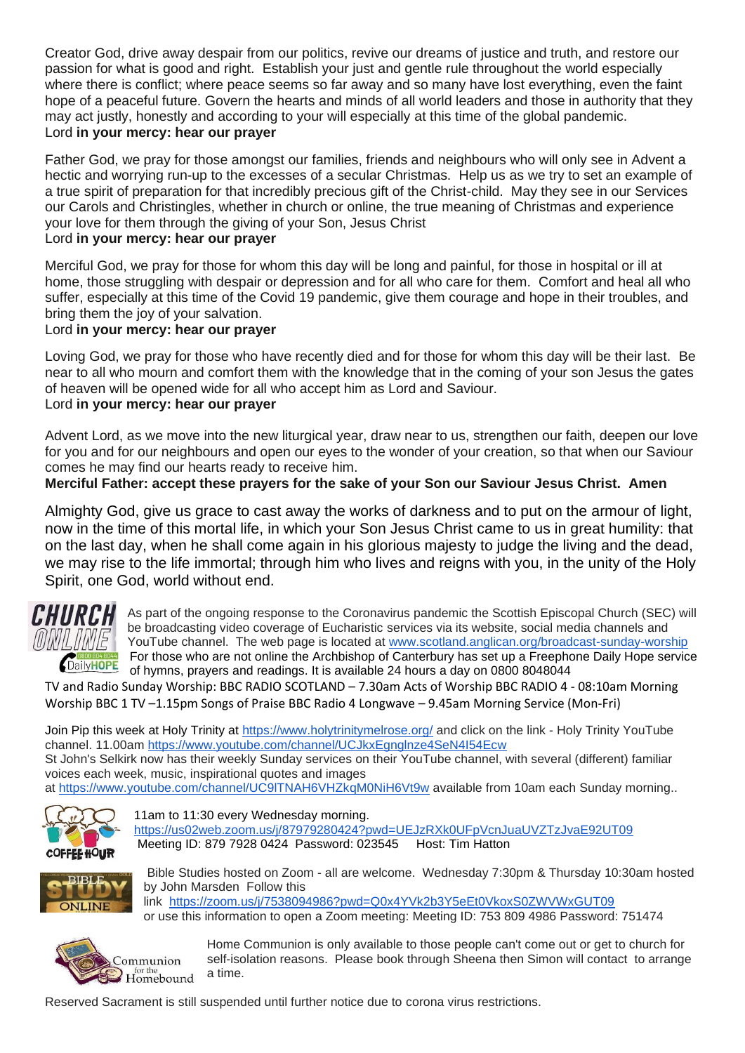Creator God, drive away despair from our politics, revive our dreams of justice and truth, and restore our passion for what is good and right. Establish your just and gentle rule throughout the world especially where there is conflict; where peace seems so far away and so many have lost everything, even the faint hope of a peaceful future. Govern the hearts and minds of all world leaders and those in authority that they may act justly, honestly and according to your will especially at this time of the global pandemic.
Lord **in your mercy: hear our prayer**

Father God, we pray for those amongst our families, friends and neighbours who will only see in Advent a hectic and worrying run-up to the excesses of a secular Christmas. Help us as we try to set an example of a true spirit of preparation for that incredibly precious gift of the Christ-child. May they see in our Services our Carols and Christingles, whether in church or online, the true meaning of Christmas and experience your love for them through the giving of your Son, Jesus Christ
Lord **in your mercy: hear our prayer**

Merciful God, we pray for those for whom this day will be long and painful, for those in hospital or ill at home, those struggling with despair or depression and for all who care for them. Comfort and heal all who suffer, especially at this time of the Covid 19 pandemic, give them courage and hope in their troubles, and bring them the joy of your salvation.
Lord **in your mercy: hear our prayer**

Loving God, we pray for those who have recently died and for those for whom this day will be their last. Be near to all who mourn and comfort them with the knowledge that in the coming of your son Jesus the gates of heaven will be opened wide for all who accept him as Lord and Saviour.
Lord **in your mercy: hear our prayer**

Advent Lord, as we move into the new liturgical year, draw near to us, strengthen our faith, deepen our love for you and for our neighbours and open our eyes to the wonder of your creation, so that when our Saviour comes he may find our hearts ready to receive him.
**Merciful Father: accept these prayers for the sake of your Son our Saviour Jesus Christ. Amen**

Almighty God, give us grace to cast away the works of darkness and to put on the armour of light, now in the time of this mortal life, in which your Son Jesus Christ came to us in great humility: that on the last day, when he shall come again in his glorious majesty to judge the living and the dead, we may rise to the life immortal; through him who lives and reigns with you, in the unity of the Holy Spirit, one God, world without end.

As part of the ongoing response to the Coronavirus pandemic the Scottish Episcopal Church (SEC) will be broadcasting video coverage of Eucharistic services via its website, social media channels and YouTube channel. The web page is located at www.scotland.anglican.org/broadcast-sunday-worship For those who are not online the Archbishop of Canterbury has set up a Freephone Daily Hope service of hymns, prayers and readings. It is available 24 hours a day on 0800 8048044

TV and Radio Sunday Worship: BBC RADIO SCOTLAND – 7.30am Acts of Worship BBC RADIO 4 - 08:10am Morning Worship BBC 1 TV –1.15pm Songs of Praise BBC Radio 4 Longwave – 9.45am Morning Service (Mon-Fri)

Join Pip this week at Holy Trinity at https://www.holytrinitymelrose.org/ and click on the link - Holy Trinity YouTube channel. 11.00am https://www.youtube.com/channel/UCJkxEgnglnze4SeN4I54Ecw
St John's Selkirk now has their weekly Sunday services on their YouTube channel, with several (different) familiar voices each week, music, inspirational quotes and images at https://www.youtube.com/channel/UC9lTNAH6VHZkqM0NiH6Vt9w available from 10am each Sunday morning..

11am to 11:30 every Wednesday morning.
https://us02web.zoom.us/j/87979280424?pwd=UEJzRXk0UFpVcnJuaUVZTzJvaE92UT09
Meeting ID: 879 7928 0424 Password: 023545 Host: Tim Hatton

Bible Studies hosted on Zoom - all are welcome. Wednesday 7:30pm & Thursday 10:30am hosted by John Marsden Follow this link https://zoom.us/j/7538094986?pwd=Q0x4YVk2b3Y5eEt0VkoxS0ZWVWxGUT09 or use this information to open a Zoom meeting: Meeting ID: 753 809 4986 Password: 751474

Home Communion is only available to those people can't come out or get to church for self-isolation reasons. Please book through Sheena then Simon will contact to arrange a time.

Reserved Sacrament is still suspended until further notice due to corona virus restrictions.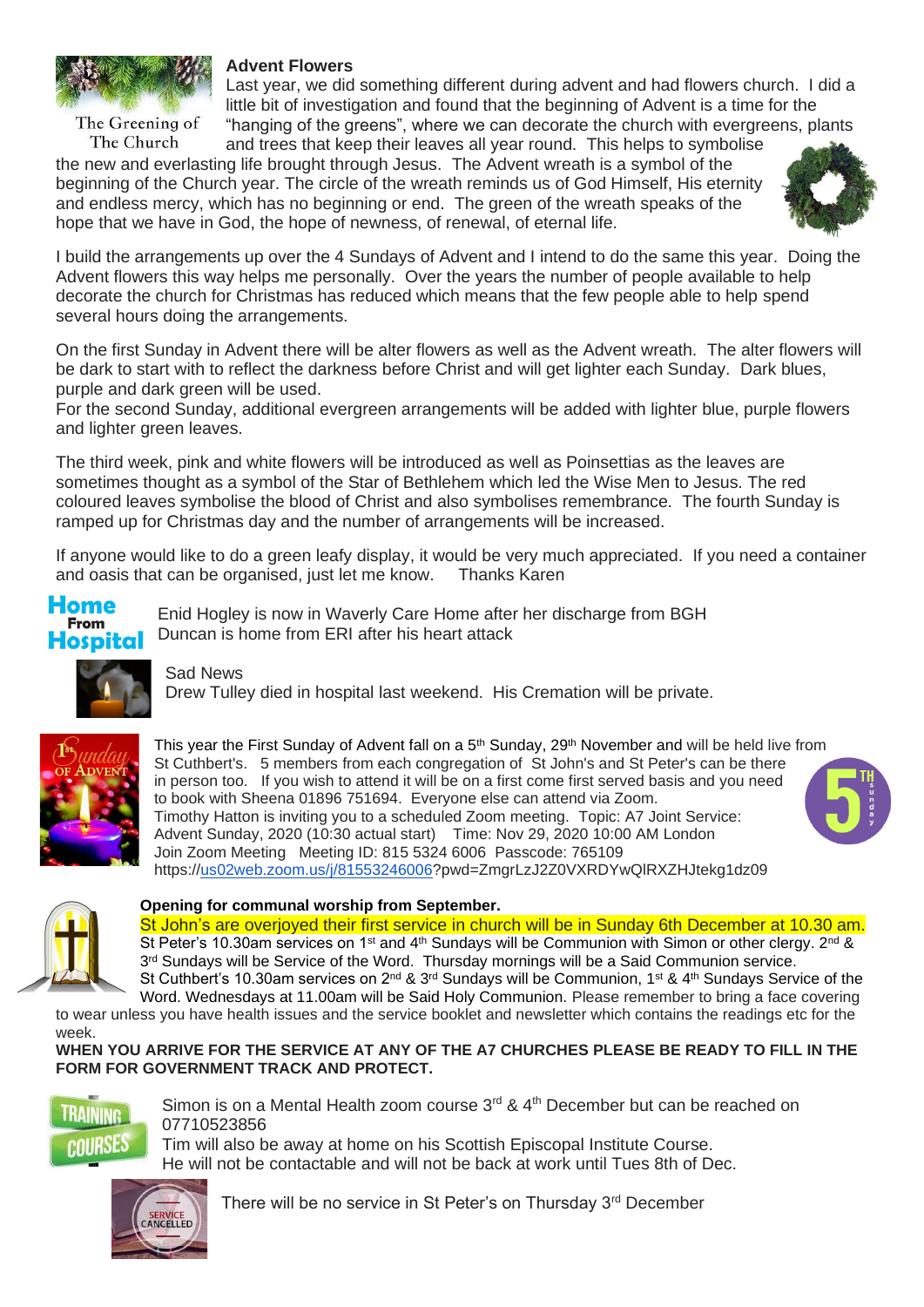The Greening of The Church

## Advent Flowers

Last year, we did something different during advent and had flowers church. I did a little bit of investigation and found that the beginning of Advent is a time for the "hanging of the greens", where we can decorate the church with evergreens, plants and trees that keep their leaves all year round. This helps to symbolise the new and everlasting life brought through Jesus. The Advent wreath is a symbol of the beginning of the Church year. The circle of the wreath reminds us of God Himself, His eternity and endless mercy, which has no beginning or end. The green of the wreath speaks of the hope that we have in God, the hope of newness, of renewal, of eternal life.

I build the arrangements up over the 4 Sundays of Advent and I intend to do the same this year. Doing the Advent flowers this way helps me personally. Over the years the number of people available to help decorate the church for Christmas has reduced which means that the few people able to help spend several hours doing the arrangements.

On the first Sunday in Advent there will be alter flowers as well as the Advent wreath. The alter flowers will be dark to start with to reflect the darkness before Christ and will get lighter each Sunday. Dark blues, purple and dark green will be used.
For the second Sunday, additional evergreen arrangements will be added with lighter blue, purple flowers and lighter green leaves.

The third week, pink and white flowers will be introduced as well as Poinsettias as the leaves are sometimes thought as a symbol of the Star of Bethlehem which led the Wise Men to Jesus. The red coloured leaves symbolise the blood of Christ and also symbolises remembrance. The fourth Sunday is ramped up for Christmas day and the number of arrangements will be increased.

If anyone would like to do a green leafy display, it would be very much appreciated. If you need a container and oasis that can be organised, just let me know. Thanks Karen

**Home From Hospital**

Enid Hogley is now in Waverly Care Home after her discharge from BGH
Duncan is home from ERI after his heart attack

Sad News
Drew Tulley died in hospital last weekend. His Cremation will be private.

1st Sunday of Advent

This year the First Sunday of Advent fall on a 5th Sunday, 29th November and will be held live from St Cuthbert's. 5 members from each congregation of St John's and St Peter's can be there in person too. If you wish to attend it will be on a first come first served basis and you need to book with Sheena 01896 751694. Everyone else can attend via Zoom.
Timothy Hatton is inviting you to a scheduled Zoom meeting. Topic: A7 Joint Service: Advent Sunday, 2020 (10:30 actual start) Time: Nov 29, 2020 10:00 AM London
Join Zoom Meeting Meeting ID: 815 5324 6006 Passcode: 765109
https://us02web.zoom.us/j/81553246006?pwd=ZmgrLzJ2Z0VXRDYwQlRXZHJtekg1dz09

**Opening for communal worship from September.**

St John's are overjoyed their first service in church will be in Sunday 6th December at 10.30 am.
St Peter's 10.30am services on 1st and 4th Sundays will be Communion with Simon or other clergy. 2nd & 3rd Sundays will be Service of the Word. Thursday mornings will be a Said Communion service.
St Cuthbert's 10.30am services on 2nd & 3rd Sundays will be Communion, 1st & 4th Sundays Service of the Word. Wednesdays at 11.00am will be Said Holy Communion. Please remember to bring a face covering to wear unless you have health issues and the service booklet and newsletter which contains the readings etc for the week.

**WHEN YOU ARRIVE FOR THE SERVICE AT ANY OF THE A7 CHURCHES PLEASE BE READY TO FILL IN THE FORM FOR GOVERNMENT TRACK AND PROTECT.**

Simon is on a Mental Health zoom course 3rd & 4th December but can be reached on 07710523856
Tim will also be away at home on his Scottish Episcopal Institute Course.
He will not be contactable and will not be back at work until Tues 8th of Dec.

There will be no service in St Peter's on Thursday 3rd December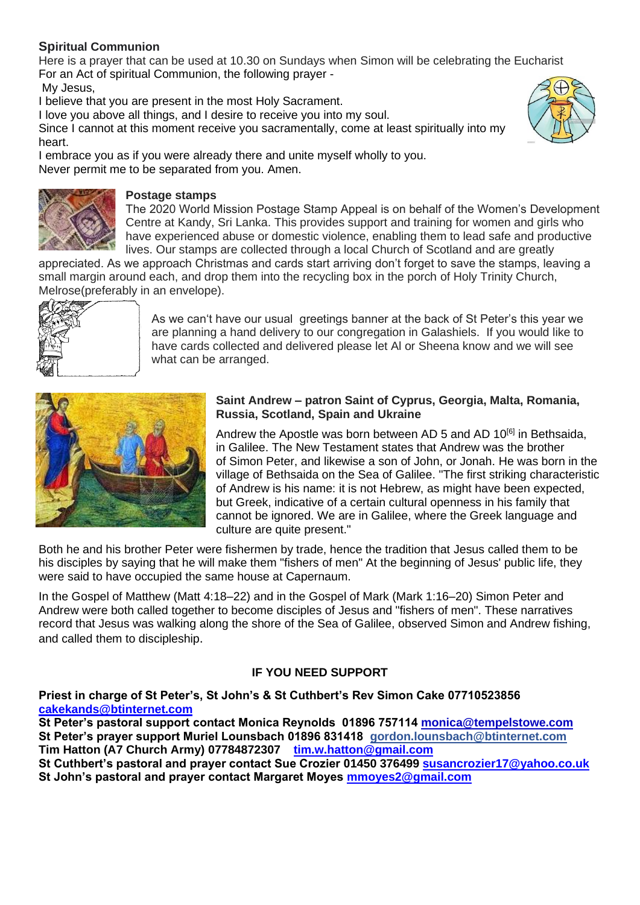**Spiritual Communion**

Here is a prayer that can be used at 10.30 on Sundays when Simon will be celebrating the Eucharist
For an Act of spiritual Communion, the following prayer -

My Jesus,
I believe that you are present in the most Holy Sacrament.
I love you above all things, and I desire to receive you into my soul.
Since I cannot at this moment receive you sacramentally, come at least spiritually into my heart.
I embrace you as if you were already there and unite myself wholly to you.
Never permit me to be separated from you. Amen.

**Postage stamps**

The 2020 World Mission Postage Stamp Appeal is on behalf of the Women's Development Centre at Kandy, Sri Lanka. This provides support and training for women and girls who have experienced abuse or domestic violence, enabling them to lead safe and productive lives. Our stamps are collected through a local Church of Scotland and are greatly appreciated. As we approach Christmas and cards start arriving don't forget to save the stamps, leaving a small margin around each, and drop them into the recycling box in the porch of Holy Trinity Church, Melrose(preferably in an envelope).

As we can't have our usual greetings banner at the back of St Peter's this year we are planning a hand delivery to our congregation in Galashiels. If you would like to have cards collected and delivered please let Al or Sheena know and we will see what can be arranged.

**Saint Andrew – patron Saint of Cyprus, Georgia, Malta, Romania, Russia, Scotland, Spain and Ukraine**

Andrew the Apostle was born between AD 5 and AD 10[6] in Bethsaida, in Galilee. The New Testament states that Andrew was the brother of Simon Peter, and likewise a son of John, or Jonah. He was born in the village of Bethsaida on the Sea of Galilee. "The first striking characteristic of Andrew is his name: it is not Hebrew, as might have been expected, but Greek, indicative of a certain cultural openness in his family that cannot be ignored. We are in Galilee, where the Greek language and culture are quite present."

Both he and his brother Peter were fishermen by trade, hence the tradition that Jesus called them to be his disciples by saying that he will make them "fishers of men" At the beginning of Jesus' public life, they were said to have occupied the same house at Capernaum.

In the Gospel of Matthew (Matt 4:18–22) and in the Gospel of Mark (Mark 1:16–20) Simon Peter and Andrew were both called together to become disciples of Jesus and "fishers of men". These narratives record that Jesus was walking along the shore of the Sea of Galilee, observed Simon and Andrew fishing, and called them to discipleship.

**IF YOU NEED SUPPORT**

**Priest in charge of St Peter's, St John's & St Cuthbert's Rev Simon Cake 07710523856 cakekands@btinternet.com**
**St Peter's pastoral support contact Monica Reynolds 01896 757114 monica@tempelstowe.com**
**St Peter's prayer support Muriel Lounsbach 01896 831418 gordon.lounsbach@btinternet.com**
**Tim Hatton (A7 Church Army) 07784872307 tim.w.hatton@gmail.com**
**St Cuthbert's pastoral and prayer contact Sue Crozier 01450 376499 susancrozier17@yahoo.co.uk**
**St John's pastoral and prayer contact Margaret Moyes mmoyes2@gmail.com**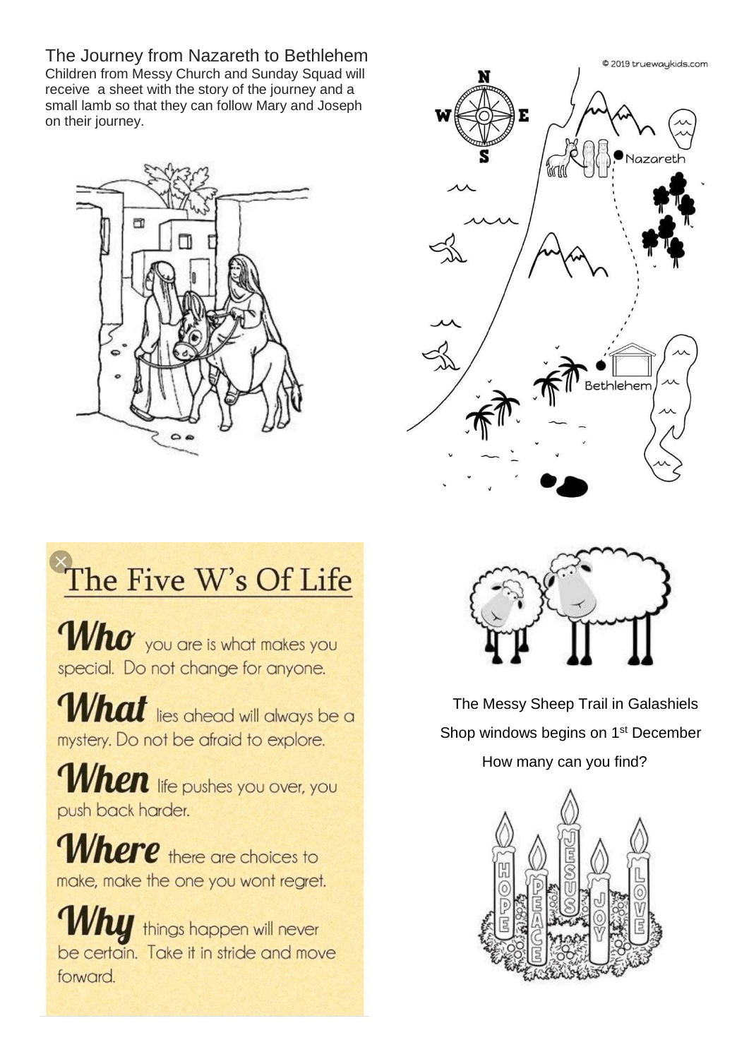## The Journey from Nazareth to Bethlehem

Children from Messy Church and Sunday Squad will receive a sheet with the story of the journey and a small lamb so that they can follow Mary and Joseph on their journey.

© 2019 truewaykids.com

N
W
E
S

Nazareth

Bethlehem

## The Five W's Of Life

**Who** you are is what makes you special. Do not change for anyone.

**What** lies ahead will always be a mystery. Do not be afraid to explore.

**When** life pushes you over, you push back harder.

**Where** there are choices to make, make the one you wont regret.

**Why** things happen will never be certain. Take it in stride and move forward.

The Messy Sheep Trail in Galashiels Shop windows begins on 1st December

How many can you find?

HOPE

PEACE

JESUS

JOY

LOVE